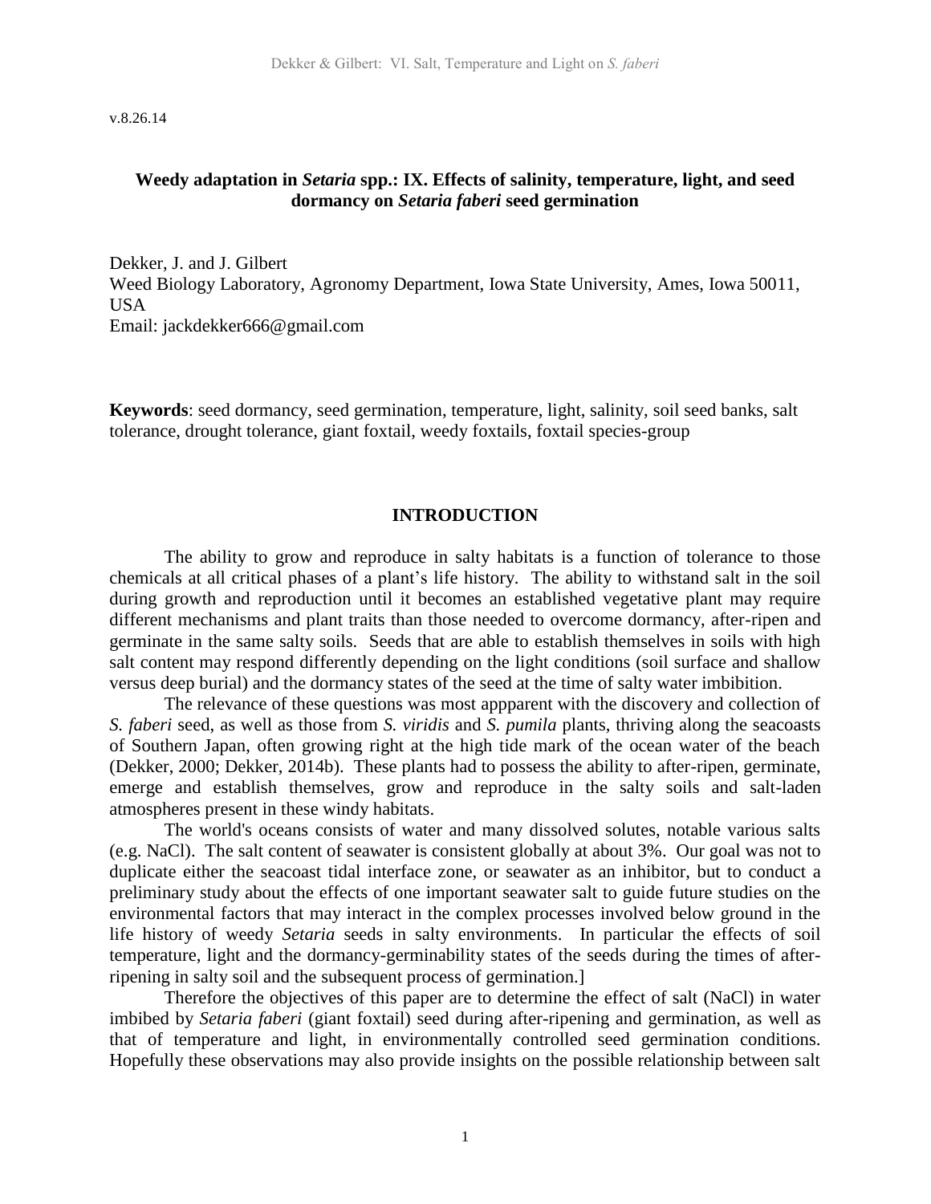v.8.26.14

**Weedy adaptation in *Setaria* spp.: IX. Effects of salinity, temperature, light, and seed dormancy on *Setaria faberi* seed germination**

Dekker, J. and J. Gilbert
Weed Biology Laboratory, Agronomy Department, Iowa State University, Ames, Iowa 50011, USA
Email: jackdekker666@gmail.com

**Keywords**: seed dormancy, seed germination, temperature, light, salinity, soil seed banks, salt tolerance, drought tolerance, giant foxtail, weedy foxtails, foxtail species-group

## INTRODUCTION

The ability to grow and reproduce in salty habitats is a function of tolerance to those chemicals at all critical phases of a plant's life history. The ability to withstand salt in the soil during growth and reproduction until it becomes an established vegetative plant may require different mechanisms and plant traits than those needed to overcome dormancy, after-ripen and germinate in the same salty soils. Seeds that are able to establish themselves in soils with high salt content may respond differently depending on the light conditions (soil surface and shallow versus deep burial) and the dormancy states of the seed at the time of salty water imbibition.

The relevance of these questions was most appparent with the discovery and collection of *S. faberi* seed, as well as those from *S. viridis* and *S. pumila* plants, thriving along the seacoasts of Southern Japan, often growing right at the high tide mark of the ocean water of the beach (Dekker, 2000; Dekker, 2014b). These plants had to possess the ability to after-ripen, germinate, emerge and establish themselves, grow and reproduce in the salty soils and salt-laden atmospheres present in these windy habitats.

The world's oceans consists of water and many dissolved solutes, notable various salts (e.g. NaCl). The salt content of seawater is consistent globally at about 3%. Our goal was not to duplicate either the seacoast tidal interface zone, or seawater as an inhibitor, but to conduct a preliminary study about the effects of one important seawater salt to guide future studies on the environmental factors that may interact in the complex processes involved below ground in the life history of weedy *Setaria* seeds in salty environments. In particular the effects of soil temperature, light and the dormancy-germinability states of the seeds during the times of after-ripening in salty soil and the subsequent process of germination.]

Therefore the objectives of this paper are to determine the effect of salt (NaCl) in water imbibed by *Setaria faberi* (giant foxtail) seed during after-ripening and germination, as well as that of temperature and light, in environmentally controlled seed germination conditions. Hopefully these observations may also provide insights on the possible relationship between salt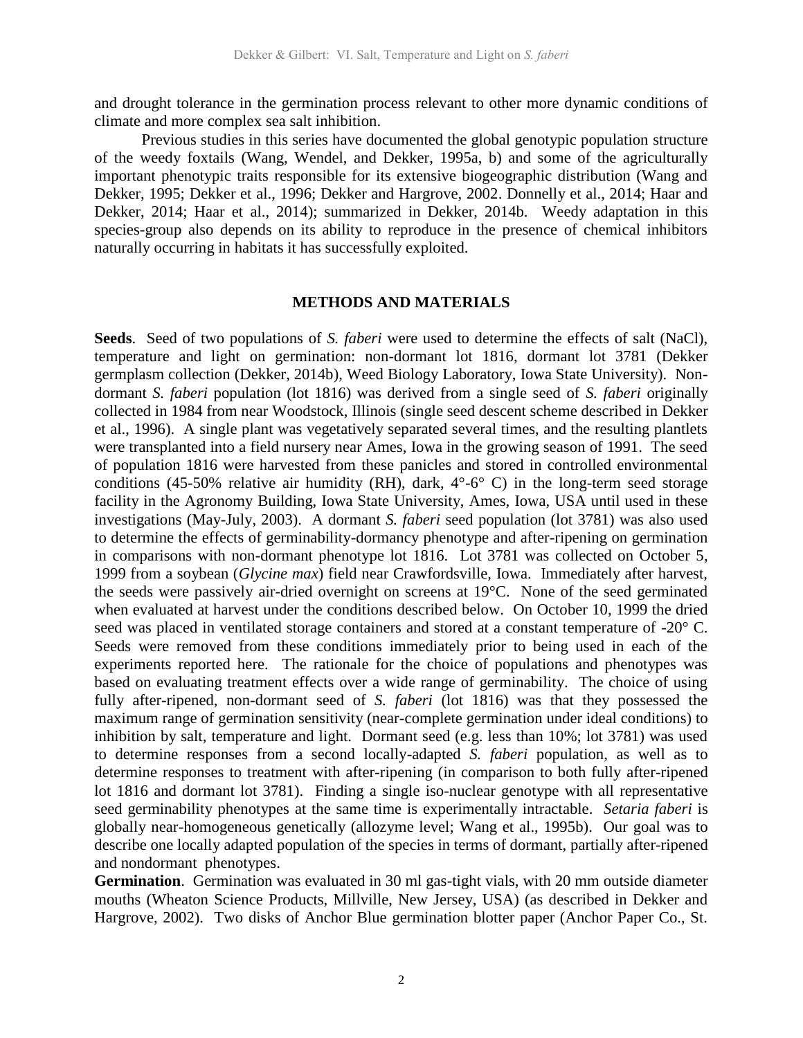and drought tolerance in the germination process relevant to other more dynamic conditions of climate and more complex sea salt inhibition.

Previous studies in this series have documented the global genotypic population structure of the weedy foxtails (Wang, Wendel, and Dekker, 1995a, b) and some of the agriculturally important phenotypic traits responsible for its extensive biogeographic distribution (Wang and Dekker, 1995; Dekker et al., 1996; Dekker and Hargrove, 2002. Donnelly et al., 2014; Haar and Dekker, 2014; Haar et al., 2014); summarized in Dekker, 2014b. Weedy adaptation in this species-group also depends on its ability to reproduce in the presence of chemical inhibitors naturally occurring in habitats it has successfully exploited.

## METHODS AND MATERIALS

**Seeds**. Seed of two populations of *S. faberi* were used to determine the effects of salt (NaCl), temperature and light on germination: non-dormant lot 1816, dormant lot 3781 (Dekker germplasm collection (Dekker, 2014b), Weed Biology Laboratory, Iowa State University). Non-dormant *S. faberi* population (lot 1816) was derived from a single seed of *S. faberi* originally collected in 1984 from near Woodstock, Illinois (single seed descent scheme described in Dekker et al., 1996). A single plant was vegetatively separated several times, and the resulting plantlets were transplanted into a field nursery near Ames, Iowa in the growing season of 1991. The seed of population 1816 were harvested from these panicles and stored in controlled environmental conditions (45-50% relative air humidity (RH), dark, 4°-6° C) in the long-term seed storage facility in the Agronomy Building, Iowa State University, Ames, Iowa, USA until used in these investigations (May-July, 2003). A dormant *S. faberi* seed population (lot 3781) was also used to determine the effects of germinability-dormancy phenotype and after-ripening on germination in comparisons with non-dormant phenotype lot 1816. Lot 3781 was collected on October 5, 1999 from a soybean (*Glycine max*) field near Crawfordsville, Iowa. Immediately after harvest, the seeds were passively air-dried overnight on screens at 19°C. None of the seed germinated when evaluated at harvest under the conditions described below. On October 10, 1999 the dried seed was placed in ventilated storage containers and stored at a constant temperature of -20° C. Seeds were removed from these conditions immediately prior to being used in each of the experiments reported here. The rationale for the choice of populations and phenotypes was based on evaluating treatment effects over a wide range of germinability. The choice of using fully after-ripened, non-dormant seed of *S. faberi* (lot 1816) was that they possessed the maximum range of germination sensitivity (near-complete germination under ideal conditions) to inhibition by salt, temperature and light. Dormant seed (e.g. less than 10%; lot 3781) was used to determine responses from a second locally-adapted *S. faberi* population, as well as to determine responses to treatment with after-ripening (in comparison to both fully after-ripened lot 1816 and dormant lot 3781). Finding a single iso-nuclear genotype with all representative seed germinability phenotypes at the same time is experimentally intractable. *Setaria faberi* is globally near-homogeneous genetically (allozyme level; Wang et al., 1995b). Our goal was to describe one locally adapted population of the species in terms of dormant, partially after-ripened and nondormant phenotypes.

**Germination**. Germination was evaluated in 30 ml gas-tight vials, with 20 mm outside diameter mouths (Wheaton Science Products, Millville, New Jersey, USA) (as described in Dekker and Hargrove, 2002). Two disks of Anchor Blue germination blotter paper (Anchor Paper Co., St.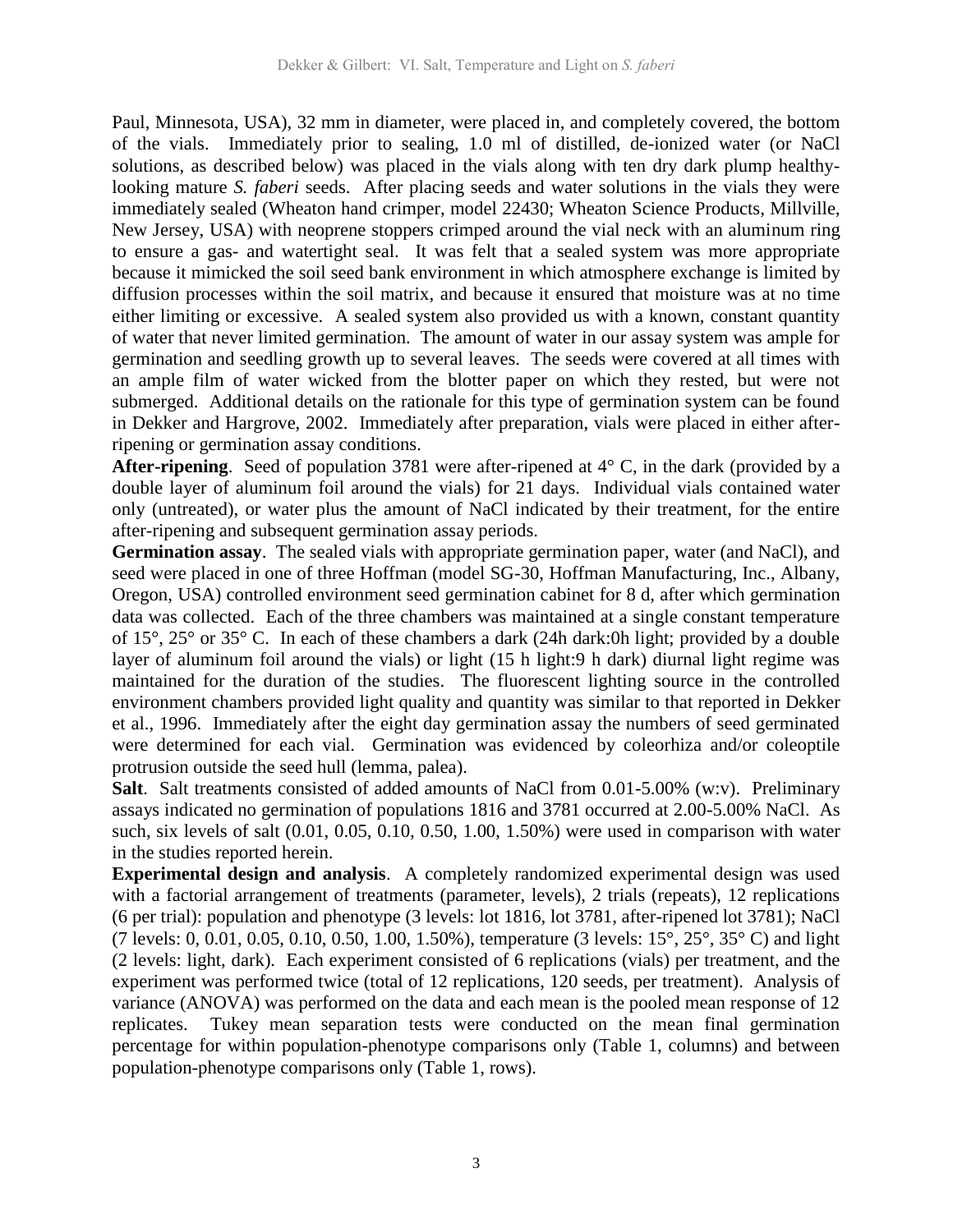Paul, Minnesota, USA), 32 mm in diameter, were placed in, and completely covered, the bottom of the vials. Immediately prior to sealing, 1.0 ml of distilled, de-ionized water (or NaCl solutions, as described below) was placed in the vials along with ten dry dark plump healthy-looking mature *S. faberi* seeds. After placing seeds and water solutions in the vials they were immediately sealed (Wheaton hand crimper, model 22430; Wheaton Science Products, Millville, New Jersey, USA) with neoprene stoppers crimped around the vial neck with an aluminum ring to ensure a gas- and watertight seal. It was felt that a sealed system was more appropriate because it mimicked the soil seed bank environment in which atmosphere exchange is limited by diffusion processes within the soil matrix, and because it ensured that moisture was at no time either limiting or excessive. A sealed system also provided us with a known, constant quantity of water that never limited germination. The amount of water in our assay system was ample for germination and seedling growth up to several leaves. The seeds were covered at all times with an ample film of water wicked from the blotter paper on which they rested, but were not submerged. Additional details on the rationale for this type of germination system can be found in Dekker and Hargrove, 2002. Immediately after preparation, vials were placed in either after-ripening or germination assay conditions.

**After-ripening**. Seed of population 3781 were after-ripened at 4° C, in the dark (provided by a double layer of aluminum foil around the vials) for 21 days. Individual vials contained water only (untreated), or water plus the amount of NaCl indicated by their treatment, for the entire after-ripening and subsequent germination assay periods.

**Germination assay**. The sealed vials with appropriate germination paper, water (and NaCl), and seed were placed in one of three Hoffman (model SG-30, Hoffman Manufacturing, Inc., Albany, Oregon, USA) controlled environment seed germination cabinet for 8 d, after which germination data was collected. Each of the three chambers was maintained at a single constant temperature of 15°, 25° or 35° C. In each of these chambers a dark (24h dark:0h light; provided by a double layer of aluminum foil around the vials) or light (15 h light:9 h dark) diurnal light regime was maintained for the duration of the studies. The fluorescent lighting source in the controlled environment chambers provided light quality and quantity was similar to that reported in Dekker et al., 1996. Immediately after the eight day germination assay the numbers of seed germinated were determined for each vial. Germination was evidenced by coleorhiza and/or coleoptile protrusion outside the seed hull (lemma, palea).

**Salt**. Salt treatments consisted of added amounts of NaCl from 0.01-5.00% (w:v). Preliminary assays indicated no germination of populations 1816 and 3781 occurred at 2.00-5.00% NaCl. As such, six levels of salt (0.01, 0.05, 0.10, 0.50, 1.00, 1.50%) were used in comparison with water in the studies reported herein.

**Experimental design and analysis**. A completely randomized experimental design was used with a factorial arrangement of treatments (parameter, levels), 2 trials (repeats), 12 replications (6 per trial): population and phenotype (3 levels: lot 1816, lot 3781, after-ripened lot 3781); NaCl (7 levels: 0, 0.01, 0.05, 0.10, 0.50, 1.00, 1.50%), temperature (3 levels: 15°, 25°, 35° C) and light (2 levels: light, dark). Each experiment consisted of 6 replications (vials) per treatment, and the experiment was performed twice (total of 12 replications, 120 seeds, per treatment). Analysis of variance (ANOVA) was performed on the data and each mean is the pooled mean response of 12 replicates. Tukey mean separation tests were conducted on the mean final germination percentage for within population-phenotype comparisons only (Table 1, columns) and between population-phenotype comparisons only (Table 1, rows).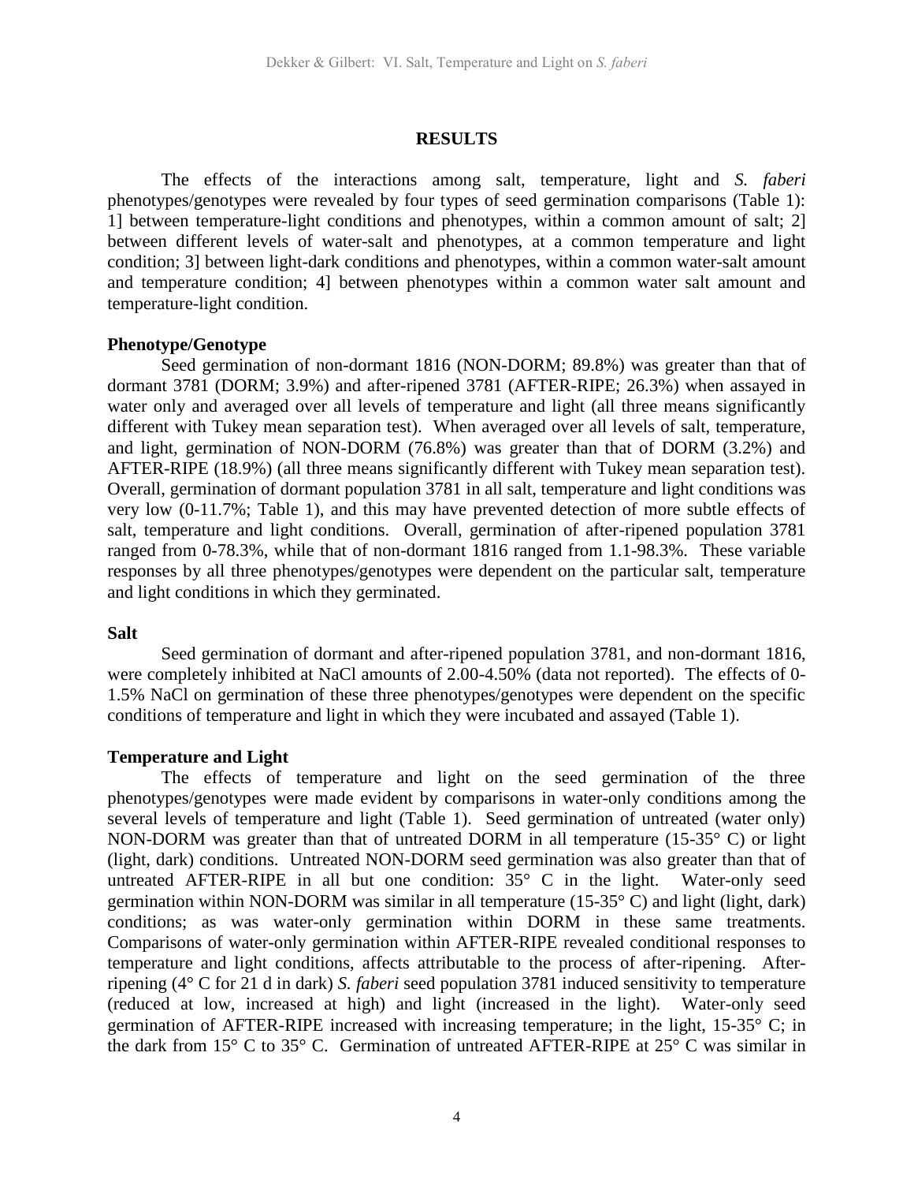## RESULTS

The effects of the interactions among salt, temperature, light and *S. faberi* phenotypes/genotypes were revealed by four types of seed germination comparisons (Table 1): 1] between temperature-light conditions and phenotypes, within a common amount of salt; 2] between different levels of water-salt and phenotypes, at a common temperature and light condition; 3] between light-dark conditions and phenotypes, within a common water-salt amount and temperature condition; 4] between phenotypes within a common water salt amount and temperature-light condition.

### Phenotype/Genotype

Seed germination of non-dormant 1816 (NON-DORM; 89.8%) was greater than that of dormant 3781 (DORM; 3.9%) and after-ripened 3781 (AFTER-RIPE; 26.3%) when assayed in water only and averaged over all levels of temperature and light (all three means significantly different with Tukey mean separation test). When averaged over all levels of salt, temperature, and light, germination of NON-DORM (76.8%) was greater than that of DORM (3.2%) and AFTER-RIPE (18.9%) (all three means significantly different with Tukey mean separation test). Overall, germination of dormant population 3781 in all salt, temperature and light conditions was very low (0-11.7%; Table 1), and this may have prevented detection of more subtle effects of salt, temperature and light conditions. Overall, germination of after-ripened population 3781 ranged from 0-78.3%, while that of non-dormant 1816 ranged from 1.1-98.3%. These variable responses by all three phenotypes/genotypes were dependent on the particular salt, temperature and light conditions in which they germinated.

### Salt

Seed germination of dormant and after-ripened population 3781, and non-dormant 1816, were completely inhibited at NaCl amounts of 2.00-4.50% (data not reported). The effects of 0-1.5% NaCl on germination of these three phenotypes/genotypes were dependent on the specific conditions of temperature and light in which they were incubated and assayed (Table 1).

### Temperature and Light

The effects of temperature and light on the seed germination of the three phenotypes/genotypes were made evident by comparisons in water-only conditions among the several levels of temperature and light (Table 1). Seed germination of untreated (water only) NON-DORM was greater than that of untreated DORM in all temperature (15-35° C) or light (light, dark) conditions. Untreated NON-DORM seed germination was also greater than that of untreated AFTER-RIPE in all but one condition: 35° C in the light. Water-only seed germination within NON-DORM was similar in all temperature (15-35° C) and light (light, dark) conditions; as was water-only germination within DORM in these same treatments. Comparisons of water-only germination within AFTER-RIPE revealed conditional responses to temperature and light conditions, affects attributable to the process of after-ripening. After-ripening (4° C for 21 d in dark) *S. faberi* seed population 3781 induced sensitivity to temperature (reduced at low, increased at high) and light (increased in the light). Water-only seed germination of AFTER-RIPE increased with increasing temperature; in the light, 15-35° C; in the dark from 15° C to 35° C. Germination of untreated AFTER-RIPE at 25° C was similar in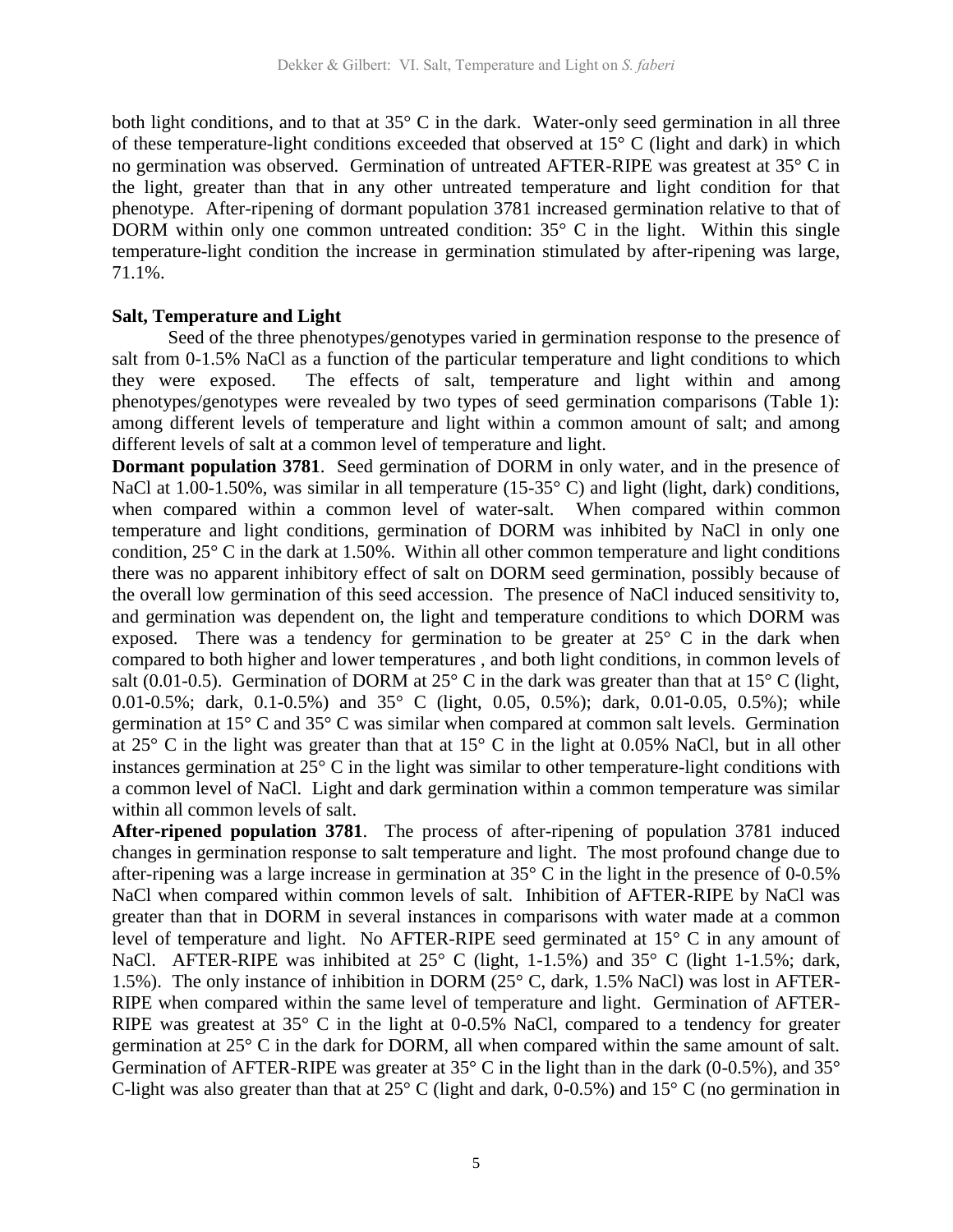both light conditions, and to that at 35° C in the dark. Water-only seed germination in all three of these temperature-light conditions exceeded that observed at 15° C (light and dark) in which no germination was observed. Germination of untreated AFTER-RIPE was greatest at 35° C in the light, greater than that in any other untreated temperature and light condition for that phenotype. After-ripening of dormant population 3781 increased germination relative to that of DORM within only one common untreated condition: 35° C in the light. Within this single temperature-light condition the increase in germination stimulated by after-ripening was large, 71.1%.

**Salt, Temperature and Light**

Seed of the three phenotypes/genotypes varied in germination response to the presence of salt from 0-1.5% NaCl as a function of the particular temperature and light conditions to which they were exposed. The effects of salt, temperature and light within and among phenotypes/genotypes were revealed by two types of seed germination comparisons (Table 1): among different levels of temperature and light within a common amount of salt; and among different levels of salt at a common level of temperature and light.

**Dormant population 3781**. Seed germination of DORM in only water, and in the presence of NaCl at 1.00-1.50%, was similar in all temperature (15-35° C) and light (light, dark) conditions, when compared within a common level of water-salt. When compared within common temperature and light conditions, germination of DORM was inhibited by NaCl in only one condition, 25° C in the dark at 1.50%. Within all other common temperature and light conditions there was no apparent inhibitory effect of salt on DORM seed germination, possibly because of the overall low germination of this seed accession. The presence of NaCl induced sensitivity to, and germination was dependent on, the light and temperature conditions to which DORM was exposed. There was a tendency for germination to be greater at 25° C in the dark when compared to both higher and lower temperatures , and both light conditions, in common levels of salt (0.01-0.5). Germination of DORM at 25° C in the dark was greater than that at 15° C (light, 0.01-0.5%; dark, 0.1-0.5%) and 35° C (light, 0.05, 0.5%); dark, 0.01-0.05, 0.5%); while germination at 15° C and 35° C was similar when compared at common salt levels. Germination at 25° C in the light was greater than that at 15° C in the light at 0.05% NaCl, but in all other instances germination at 25° C in the light was similar to other temperature-light conditions with a common level of NaCl. Light and dark germination within a common temperature was similar within all common levels of salt.

**After-ripened population 3781**. The process of after-ripening of population 3781 induced changes in germination response to salt temperature and light. The most profound change due to after-ripening was a large increase in germination at 35° C in the light in the presence of 0-0.5% NaCl when compared within common levels of salt. Inhibition of AFTER-RIPE by NaCl was greater than that in DORM in several instances in comparisons with water made at a common level of temperature and light. No AFTER-RIPE seed germinated at 15° C in any amount of NaCl. AFTER-RIPE was inhibited at 25° C (light, 1-1.5%) and 35° C (light 1-1.5%; dark, 1.5%). The only instance of inhibition in DORM (25° C, dark, 1.5% NaCl) was lost in AFTER-RIPE when compared within the same level of temperature and light. Germination of AFTER-RIPE was greatest at 35° C in the light at 0-0.5% NaCl, compared to a tendency for greater germination at 25° C in the dark for DORM, all when compared within the same amount of salt. Germination of AFTER-RIPE was greater at 35° C in the light than in the dark (0-0.5%), and 35° C-light was also greater than that at 25° C (light and dark, 0-0.5%) and 15° C (no germination in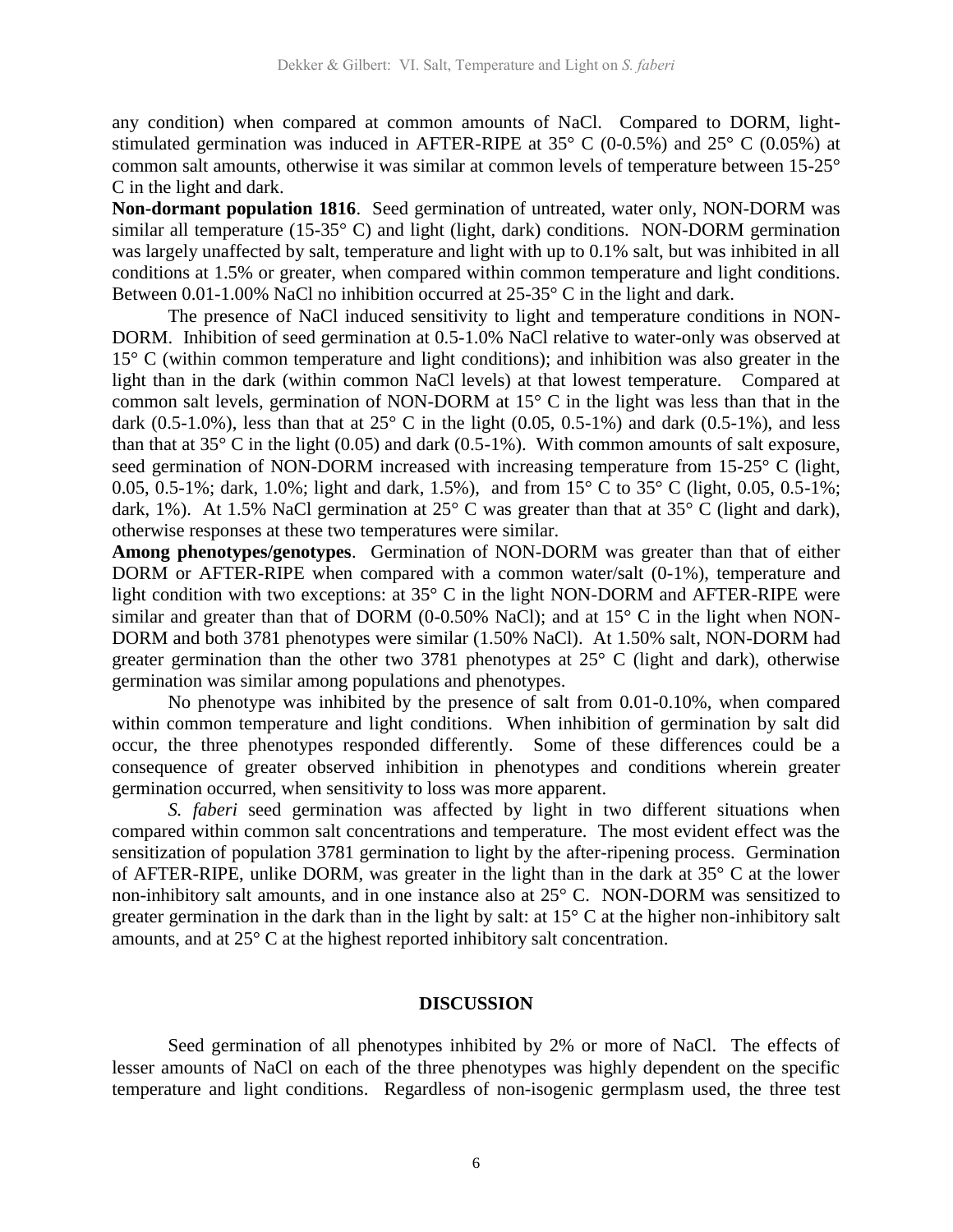any condition) when compared at common amounts of NaCl. Compared to DORM, light-stimulated germination was induced in AFTER-RIPE at 35° C (0-0.5%) and 25° C (0.05%) at common salt amounts, otherwise it was similar at common levels of temperature between 15-25° C in the light and dark.

**Non-dormant population 1816**. Seed germination of untreated, water only, NON-DORM was similar all temperature (15-35° C) and light (light, dark) conditions. NON-DORM germination was largely unaffected by salt, temperature and light with up to 0.1% salt, but was inhibited in all conditions at 1.5% or greater, when compared within common temperature and light conditions. Between 0.01-1.00% NaCl no inhibition occurred at 25-35° C in the light and dark.

The presence of NaCl induced sensitivity to light and temperature conditions in NON-DORM. Inhibition of seed germination at 0.5-1.0% NaCl relative to water-only was observed at 15° C (within common temperature and light conditions); and inhibition was also greater in the light than in the dark (within common NaCl levels) at that lowest temperature. Compared at common salt levels, germination of NON-DORM at 15° C in the light was less than that in the dark (0.5-1.0%), less than that at 25° C in the light (0.05, 0.5-1%) and dark (0.5-1%), and less than that at 35° C in the light (0.05) and dark (0.5-1%). With common amounts of salt exposure, seed germination of NON-DORM increased with increasing temperature from 15-25° C (light, 0.05, 0.5-1%; dark, 1.0%; light and dark, 1.5%), and from 15° C to 35° C (light, 0.05, 0.5-1%; dark, 1%). At 1.5% NaCl germination at 25° C was greater than that at 35° C (light and dark), otherwise responses at these two temperatures were similar.

**Among phenotypes/genotypes**. Germination of NON-DORM was greater than that of either DORM or AFTER-RIPE when compared with a common water/salt (0-1%), temperature and light condition with two exceptions: at 35° C in the light NON-DORM and AFTER-RIPE were similar and greater than that of DORM (0-0.50% NaCl); and at 15° C in the light when NON-DORM and both 3781 phenotypes were similar (1.50% NaCl). At 1.50% salt, NON-DORM had greater germination than the other two 3781 phenotypes at 25° C (light and dark), otherwise germination was similar among populations and phenotypes.

No phenotype was inhibited by the presence of salt from 0.01-0.10%, when compared within common temperature and light conditions. When inhibition of germination by salt did occur, the three phenotypes responded differently. Some of these differences could be a consequence of greater observed inhibition in phenotypes and conditions wherein greater germination occurred, when sensitivity to loss was more apparent.

*S. faberi* seed germination was affected by light in two different situations when compared within common salt concentrations and temperature. The most evident effect was the sensitization of population 3781 germination to light by the after-ripening process. Germination of AFTER-RIPE, unlike DORM, was greater in the light than in the dark at 35° C at the lower non-inhibitory salt amounts, and in one instance also at 25° C. NON-DORM was sensitized to greater germination in the dark than in the light by salt: at 15° C at the higher non-inhibitory salt amounts, and at 25° C at the highest reported inhibitory salt concentration.

## DISCUSSION

Seed germination of all phenotypes inhibited by 2% or more of NaCl. The effects of lesser amounts of NaCl on each of the three phenotypes was highly dependent on the specific temperature and light conditions. Regardless of non-isogenic germplasm used, the three test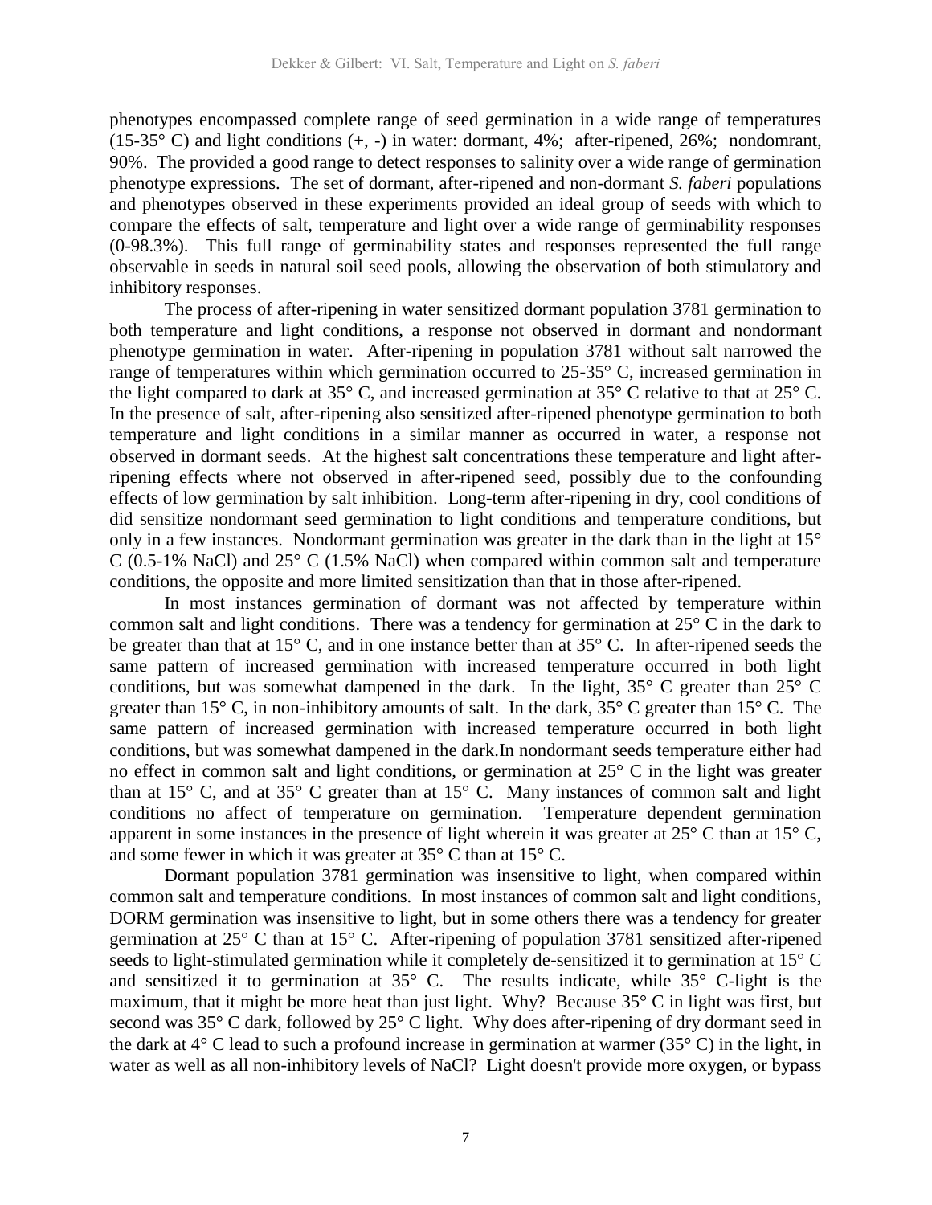phenotypes encompassed complete range of seed germination in a wide range of temperatures (15-35° C) and light conditions (+, -) in water: dormant, 4%; after-ripened, 26%; nondomrant, 90%. The provided a good range to detect responses to salinity over a wide range of germination phenotype expressions. The set of dormant, after-ripened and non-dormant *S. faberi* populations and phenotypes observed in these experiments provided an ideal group of seeds with which to compare the effects of salt, temperature and light over a wide range of germinability responses (0-98.3%). This full range of germinability states and responses represented the full range observable in seeds in natural soil seed pools, allowing the observation of both stimulatory and inhibitory responses.

The process of after-ripening in water sensitized dormant population 3781 germination to both temperature and light conditions, a response not observed in dormant and nondormant phenotype germination in water. After-ripening in population 3781 without salt narrowed the range of temperatures within which germination occurred to 25-35° C, increased germination in the light compared to dark at 35° C, and increased germination at 35° C relative to that at 25° C. In the presence of salt, after-ripening also sensitized after-ripened phenotype germination to both temperature and light conditions in a similar manner as occurred in water, a response not observed in dormant seeds. At the highest salt concentrations these temperature and light after-ripening effects where not observed in after-ripened seed, possibly due to the confounding effects of low germination by salt inhibition. Long-term after-ripening in dry, cool conditions of did sensitize nondormant seed germination to light conditions and temperature conditions, but only in a few instances. Nondormant germination was greater in the dark than in the light at 15° C (0.5-1% NaCl) and 25° C (1.5% NaCl) when compared within common salt and temperature conditions, the opposite and more limited sensitization than that in those after-ripened.

In most instances germination of dormant was not affected by temperature within common salt and light conditions. There was a tendency for germination at 25° C in the dark to be greater than that at 15° C, and in one instance better than at 35° C. In after-ripened seeds the same pattern of increased germination with increased temperature occurred in both light conditions, but was somewhat dampened in the dark. In the light, 35° C greater than 25° C greater than 15° C, in non-inhibitory amounts of salt. In the dark, 35° C greater than 15° C. The same pattern of increased germination with increased temperature occurred in both light conditions, but was somewhat dampened in the dark.In nondormant seeds temperature either had no effect in common salt and light conditions, or germination at 25° C in the light was greater than at 15° C, and at 35° C greater than at 15° C. Many instances of common salt and light conditions no affect of temperature on germination. Temperature dependent germination apparent in some instances in the presence of light wherein it was greater at 25° C than at 15° C, and some fewer in which it was greater at 35° C than at 15° C.

Dormant population 3781 germination was insensitive to light, when compared within common salt and temperature conditions. In most instances of common salt and light conditions, DORM germination was insensitive to light, but in some others there was a tendency for greater germination at 25° C than at 15° C. After-ripening of population 3781 sensitized after-ripened seeds to light-stimulated germination while it completely de-sensitized it to germination at 15° C and sensitized it to germination at 35° C. The results indicate, while 35° C-light is the maximum, that it might be more heat than just light. Why? Because 35° C in light was first, but second was 35° C dark, followed by 25° C light. Why does after-ripening of dry dormant seed in the dark at 4° C lead to such a profound increase in germination at warmer (35° C) in the light, in water as well as all non-inhibitory levels of NaCl? Light doesn't provide more oxygen, or bypass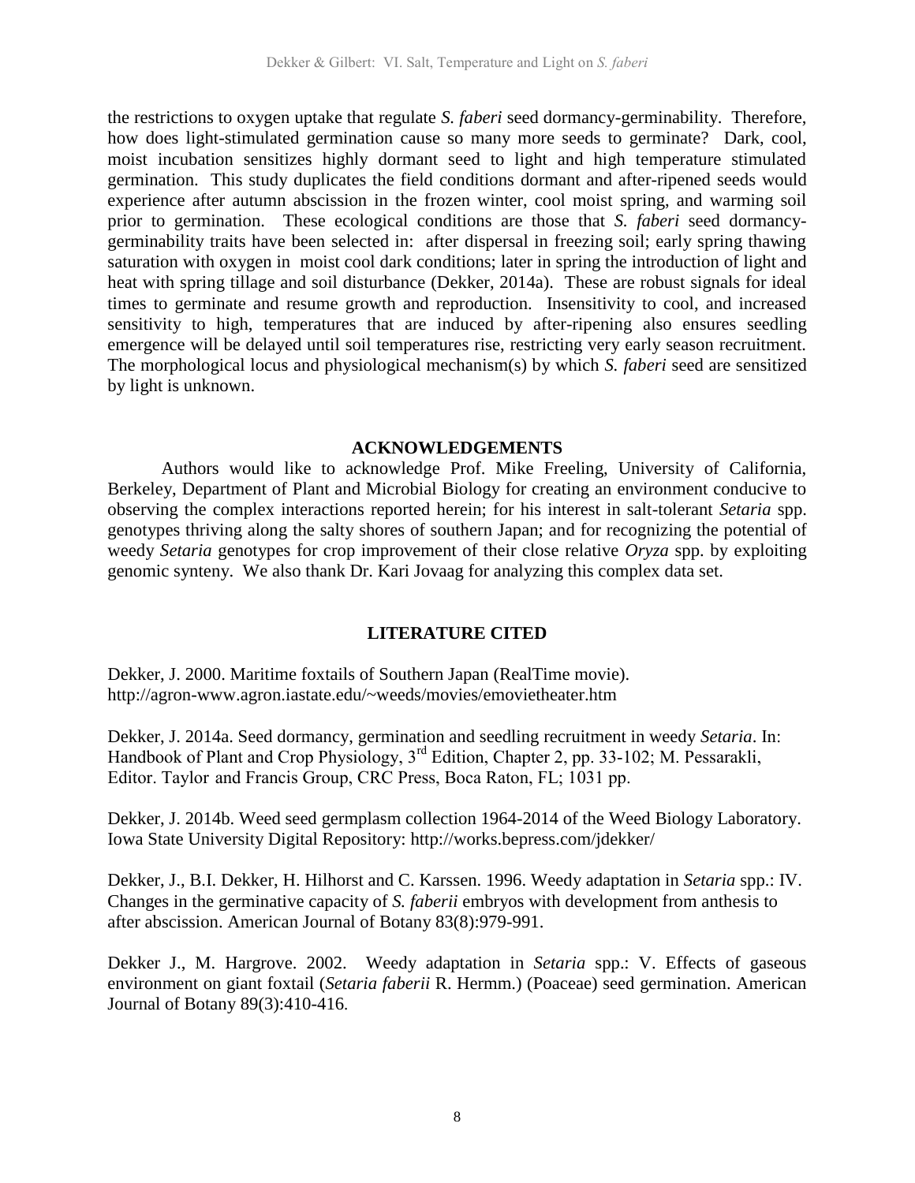the restrictions to oxygen uptake that regulate *S. faberi* seed dormancy-germinability. Therefore, how does light-stimulated germination cause so many more seeds to germinate? Dark, cool, moist incubation sensitizes highly dormant seed to light and high temperature stimulated germination. This study duplicates the field conditions dormant and after-ripened seeds would experience after autumn abscission in the frozen winter, cool moist spring, and warming soil prior to germination. These ecological conditions are those that *S. faberi* seed dormancy-germinability traits have been selected in: after dispersal in freezing soil; early spring thawing saturation with oxygen in moist cool dark conditions; later in spring the introduction of light and heat with spring tillage and soil disturbance (Dekker, 2014a). These are robust signals for ideal times to germinate and resume growth and reproduction. Insensitivity to cool, and increased sensitivity to high, temperatures that are induced by after-ripening also ensures seedling emergence will be delayed until soil temperatures rise, restricting very early season recruitment. The morphological locus and physiological mechanism(s) by which *S. faberi* seed are sensitized by light is unknown.

## ACKNOWLEDGEMENTS

Authors would like to acknowledge Prof. Mike Freeling, University of California, Berkeley, Department of Plant and Microbial Biology for creating an environment conducive to observing the complex interactions reported herein; for his interest in salt-tolerant *Setaria* spp. genotypes thriving along the salty shores of southern Japan; and for recognizing the potential of weedy *Setaria* genotypes for crop improvement of their close relative *Oryza* spp. by exploiting genomic synteny. We also thank Dr. Kari Jovaag for analyzing this complex data set.

## LITERATURE CITED

Dekker, J. 2000. Maritime foxtails of Southern Japan (RealTime movie). http://agron-www.agron.iastate.edu/~weeds/movies/emovietheater.htm

Dekker, J. 2014a. Seed dormancy, germination and seedling recruitment in weedy *Setaria*. In: Handbook of Plant and Crop Physiology, 3rd Edition, Chapter 2, pp. 33-102; M. Pessarakli, Editor. Taylor and Francis Group, CRC Press, Boca Raton, FL; 1031 pp.

Dekker, J. 2014b. Weed seed germplasm collection 1964-2014 of the Weed Biology Laboratory. Iowa State University Digital Repository: http://works.bepress.com/jdekker/

Dekker, J., B.I. Dekker, H. Hilhorst and C. Karssen. 1996. Weedy adaptation in *Setaria* spp.: IV. Changes in the germinative capacity of *S. faberii* embryos with development from anthesis to after abscission. American Journal of Botany 83(8):979-991.

Dekker J., M. Hargrove. 2002. Weedy adaptation in *Setaria* spp.: V. Effects of gaseous environment on giant foxtail (*Setaria faberii* R. Hermm.) (Poaceae) seed germination. American Journal of Botany 89(3):410-416.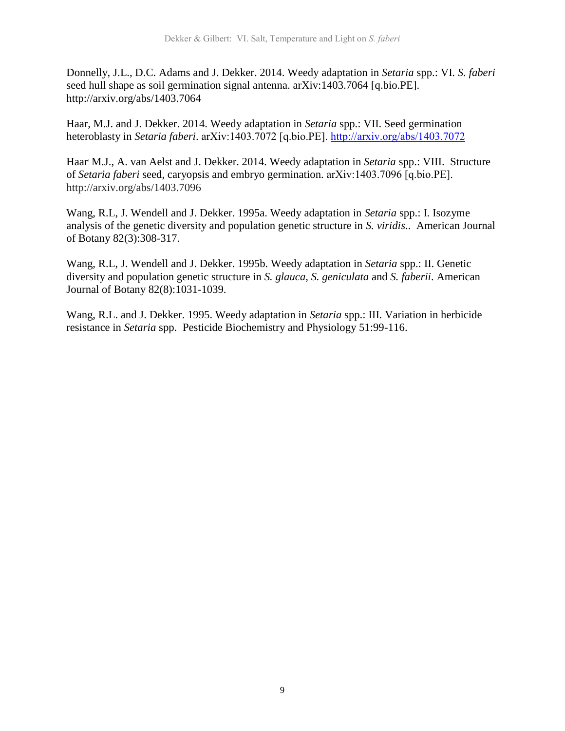Donnelly, J.L., D.C. Adams and J. Dekker. 2014. Weedy adaptation in *Setaria* spp.: VI. *S. faberi* seed hull shape as soil germination signal antenna. arXiv:1403.7064 [q.bio.PE]. http://arxiv.org/abs/1403.7064

Haar, M.J. and J. Dekker. 2014. Weedy adaptation in *Setaria* spp.: VII. Seed germination heteroblasty in *Setaria faberi*. arXiv:1403.7072 [q.bio.PE]. http://arxiv.org/abs/1403.7072

Haar' M.J., A. van Aelst and J. Dekker. 2014. Weedy adaptation in *Setaria* spp.: VIII. Structure of *Setaria faberi* seed, caryopsis and embryo germination. arXiv:1403.7096 [q.bio.PE]. http://arxiv.org/abs/1403.7096

Wang, R.L, J. Wendell and J. Dekker. 1995a. Weedy adaptation in *Setaria* spp.: I. Isozyme analysis of the genetic diversity and population genetic structure in *S. viridis*.. American Journal of Botany 82(3):308-317.

Wang, R.L, J. Wendell and J. Dekker. 1995b. Weedy adaptation in *Setaria* spp.: II. Genetic diversity and population genetic structure in *S. glauca*, *S. geniculata* and *S. faberii*. American Journal of Botany 82(8):1031-1039.

Wang, R.L. and J. Dekker. 1995. Weedy adaptation in *Setaria* spp.: III. Variation in herbicide resistance in *Setaria* spp. Pesticide Biochemistry and Physiology 51:99-116.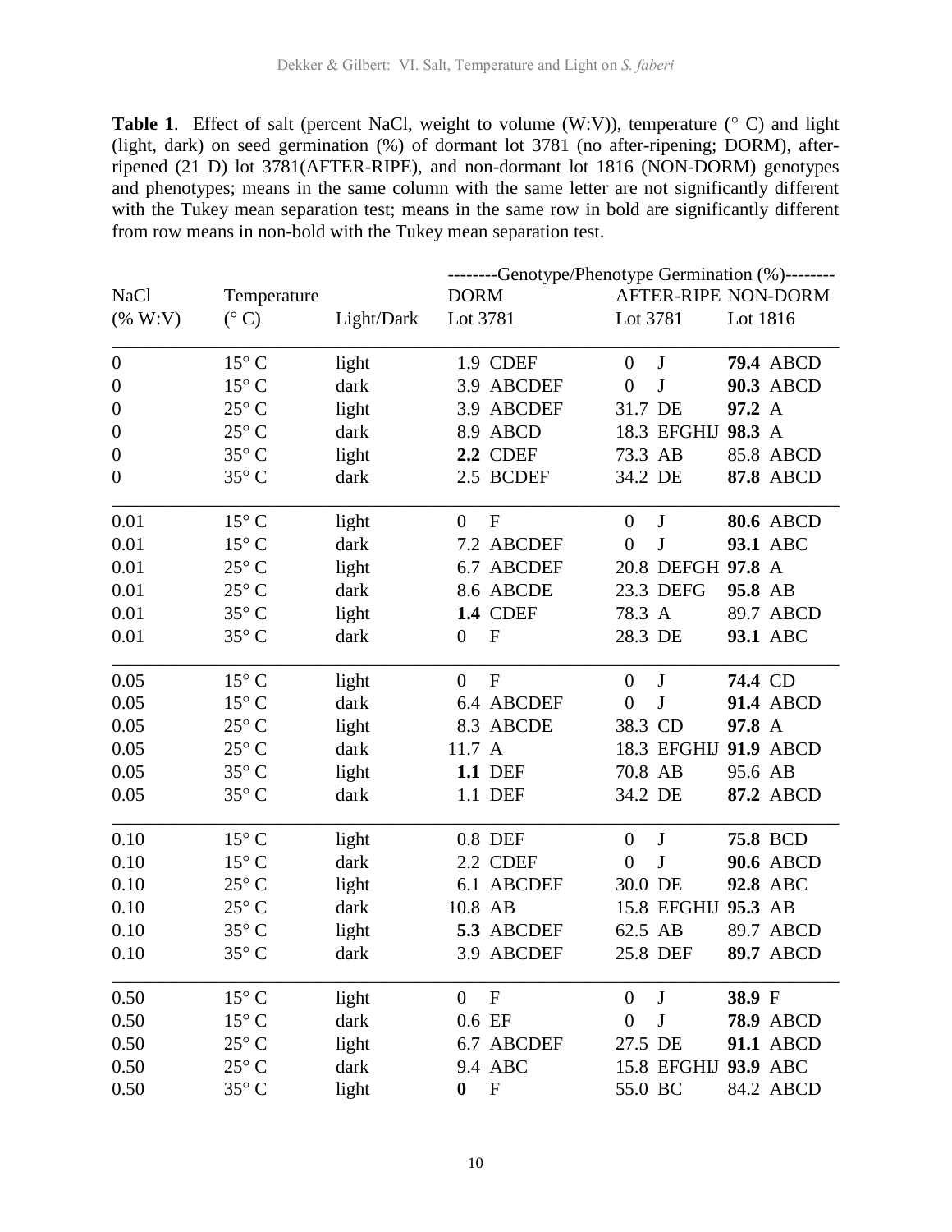**Table 1**. Effect of salt (percent NaCl, weight to volume (W:V)), temperature (° C) and light (light, dark) on seed germination (%) of dormant lot 3781 (no after-ripening; DORM), after-ripened (21 D) lot 3781(AFTER-RIPE), and non-dormant lot 1816 (NON-DORM) genotypes and phenotypes; means in the same column with the same letter are not significantly different with the Tukey mean separation test; means in the same row in bold are significantly different from row means in non-bold with the Tukey mean separation test.

| | | | --------Genotype/Phenotype Germination (%)-------- | | |
|---|---|---|---|---|---|
| NaCl (% W:V) | Temperature (° C) | Light/Dark | DORM Lot 3781 | AFTER-RIPE Lot 3781 | NON-DORM Lot 1816 |
| 0 | 15° C | light | 1.9 CDEF | 0 J | **79.4** ABCD |
| 0 | 15° C | dark | 3.9 ABCDEF | 0 J | **90.3** ABCD |
| 0 | 25° C | light | 3.9 ABCDEF | 31.7 DE | **97.2** A |
| 0 | 25° C | dark | 8.9 ABCD | 18.3 EFGHIJ | **98.3** A |
| 0 | 35° C | light | **2.2** CDEF | 73.3 AB | 85.8 ABCD |
| 0 | 35° C | dark | 2.5 BCDEF | 34.2 DE | **87.8** ABCD |
| 0.01 | 15° C | light | 0 F | 0 J | **80.6** ABCD |
| 0.01 | 15° C | dark | 7.2 ABCDEF | 0 J | **93.1** ABC |
| 0.01 | 25° C | light | 6.7 ABCDEF | 20.8 DEFGH | **97.8** A |
| 0.01 | 25° C | dark | 8.6 ABCDE | 23.3 DEFG | **95.8** AB |
| 0.01 | 35° C | light | **1.4** CDEF | 78.3 A | 89.7 ABCD |
| 0.01 | 35° C | dark | 0 F | 28.3 DE | **93.1** ABC |
| 0.05 | 15° C | light | 0 F | 0 J | **74.4** CD |
| 0.05 | 15° C | dark | 6.4 ABCDEF | 0 J | **91.4** ABCD |
| 0.05 | 25° C | light | 8.3 ABCDE | 38.3 CD | **97.8** A |
| 0.05 | 25° C | dark | 11.7 A | 18.3 EFGHIJ | **91.9** ABCD |
| 0.05 | 35° C | light | **1.1** DEF | 70.8 AB | 95.6 AB |
| 0.05 | 35° C | dark | 1.1 DEF | 34.2 DE | **87.2** ABCD |
| 0.10 | 15° C | light | 0.8 DEF | 0 J | **75.8** BCD |
| 0.10 | 15° C | dark | 2.2 CDEF | 0 J | **90.6** ABCD |
| 0.10 | 25° C | light | 6.1 ABCDEF | 30.0 DE | **92.8** ABC |
| 0.10 | 25° C | dark | 10.8 AB | 15.8 EFGHIJ | **95.3** AB |
| 0.10 | 35° C | light | **5.3** ABCDEF | 62.5 AB | 89.7 ABCD |
| 0.10 | 35° C | dark | 3.9 ABCDEF | 25.8 DEF | **89.7** ABCD |
| 0.50 | 15° C | light | 0 F | 0 J | **38.9** F |
| 0.50 | 15° C | dark | 0.6 EF | 0 J | **78.9** ABCD |
| 0.50 | 25° C | light | 6.7 ABCDEF | 27.5 DE | **91.1** ABCD |
| 0.50 | 25° C | dark | 9.4 ABC | 15.8 EFGHIJ | **93.9** ABC |
| 0.50 | 35° C | light | **0** F | 55.0 BC | 84.2 ABCD |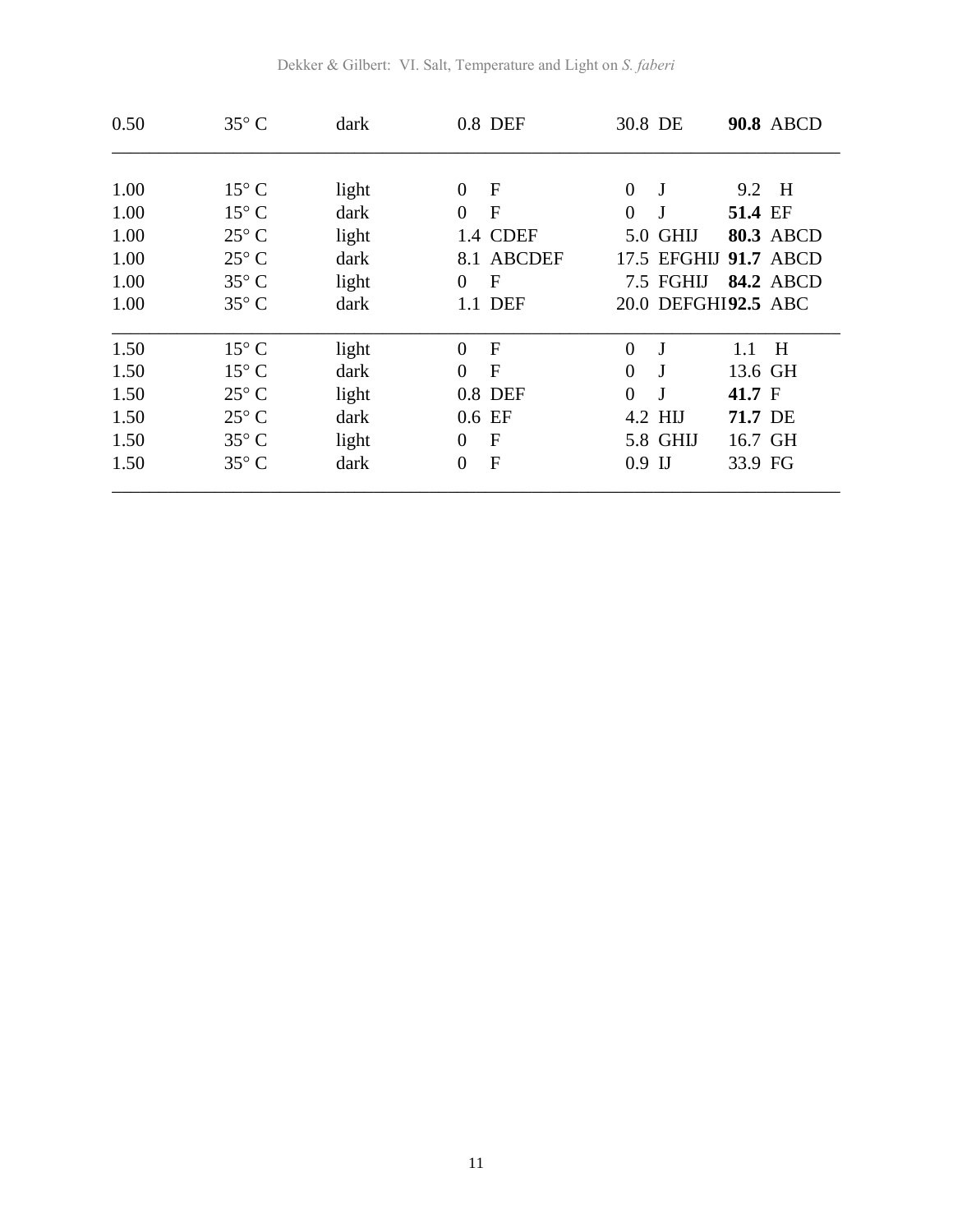| | | | | | |
|---|---|---|---|---|---|
| 0.50 | 35° C | dark | 0.8 DEF | 30.8 DE | **90.8** ABCD |
| 1.00 | 15° C | light | 0 F | 0 J | 9.2 H |
| 1.00 | 15° C | dark | 0 F | 0 J | **51.4** EF |
| 1.00 | 25° C | light | 1.4 CDEF | 5.0 GHIJ | **80.3** ABCD |
| 1.00 | 25° C | dark | 8.1 ABCDEF | 17.5 EFGHIJ | **91.7** ABCD |
| 1.00 | 35° C | light | 0 F | 7.5 FGHIJ | **84.2** ABCD |
| 1.00 | 35° C | dark | 1.1 DEF | 20.0 DEFGHI | **92.5** ABC |
| 1.50 | 15° C | light | 0 F | 0 J | 1.1 H |
| 1.50 | 15° C | dark | 0 F | 0 J | 13.6 GH |
| 1.50 | 25° C | light | 0.8 DEF | 0 J | **41.7** F |
| 1.50 | 25° C | dark | 0.6 EF | 4.2 HIJ | **71.7** DE |
| 1.50 | 35° C | light | 0 F | 5.8 GHIJ | 16.7 GH |
| 1.50 | 35° C | dark | 0 F | 0.9 IJ | 33.9 FG |